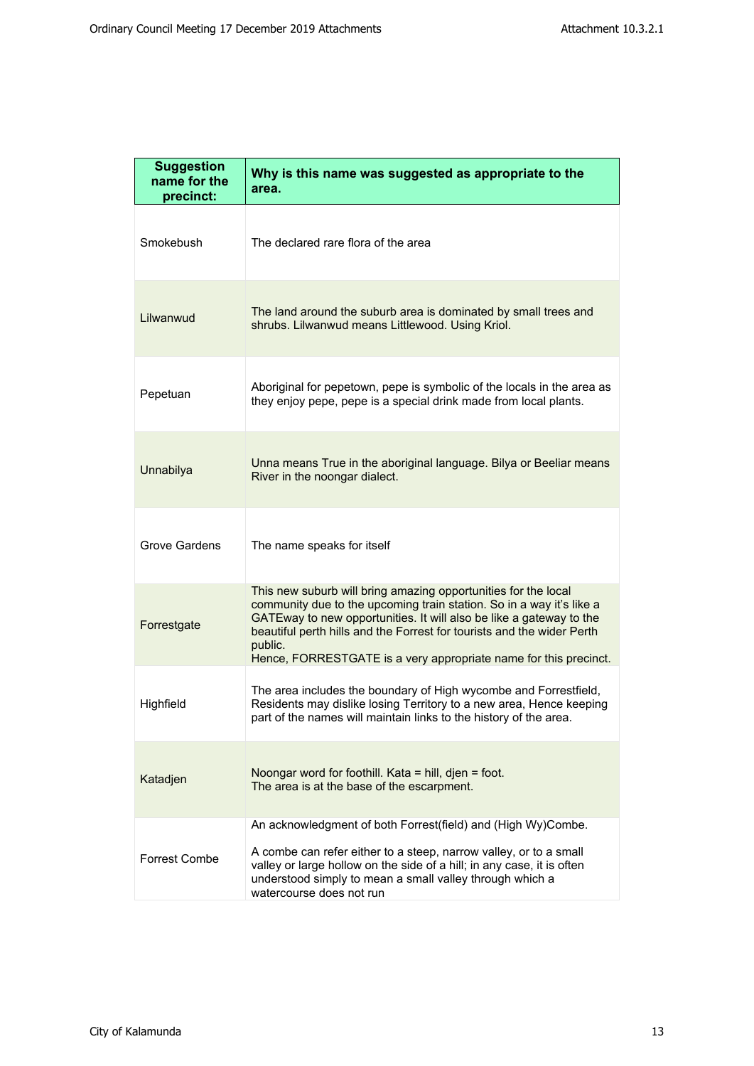| Suggestion name for the precinct: | Why is this name was suggested as appropriate to the area. |
|---|---|
| Smokebush | The declared rare flora of the area |
| Lilwanwud | The land around the suburb area is dominated by small trees and shrubs. Lilwanwud means Littlewood. Using Kriol. |
| Pepetuan | Aboriginal for pepetown, pepe is symbolic of the locals in the area as they enjoy pepe, pepe is a special drink made from local plants. |
| Unnabilya | Unna means True in the aboriginal language. Bilya or Beeliar means River in the noongar dialect. |
| Grove Gardens | The name speaks for itself |
| Forrestgate | This new suburb will bring amazing opportunities for the local community due to the upcoming train station. So in a way it's like a GATEway to new opportunities. It will also be like a gateway to the beautiful perth hills and the Forrest for tourists and the wider Perth public.<br>Hence, FORRESTGATE is a very appropriate name for this precinct. |
| Highfield | The area includes the boundary of High wycombe and Forrestfield, Residents may dislike losing Territory to a new area, Hence keeping part of the names will maintain links to the history of the area. |
| Katadjen | Noongar word for foothill. Kata = hill, djen = foot.<br>The area is at the base of the escarpment. |
| Forrest Combe | An acknowledgment of both Forrest(field) and (High Wy)Combe.<br><br>A combe can refer either to a steep, narrow valley, or to a small valley or large hollow on the side of a hill; in any case, it is often understood simply to mean a small valley through which a watercourse does not run |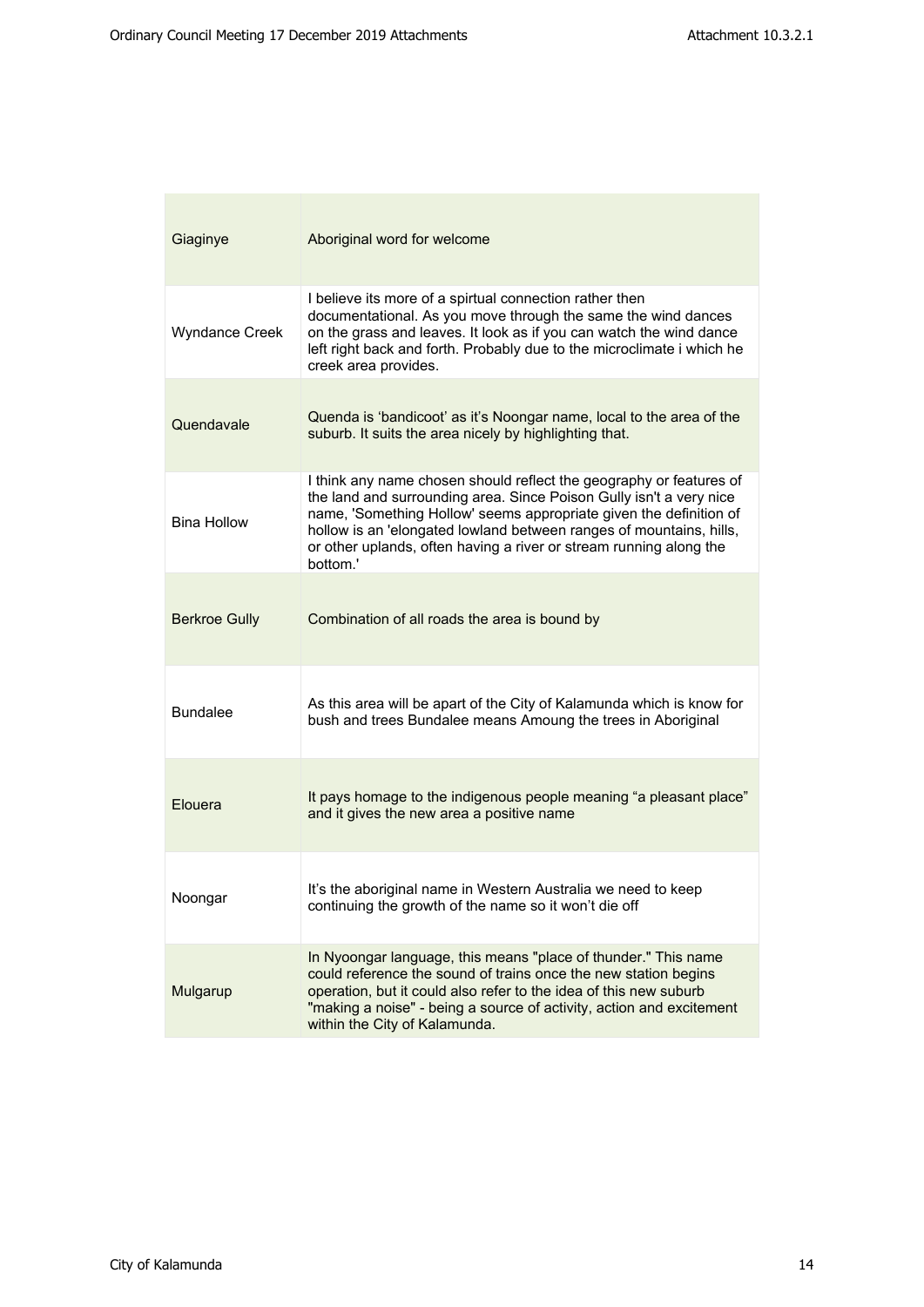| | |
|---|---|
| Giaginye | Aboriginal word for welcome |
| Wyndance Creek | I believe its more of a spirtual connection rather then documentational. As you move through the same the wind dances on the grass and leaves. It look as if you can watch the wind dance left right back and forth. Probably due to the microclimate i which he creek area provides. |
| Quendavale | Quenda is 'bandicoot' as it's Noongar name, local to the area of the suburb. It suits the area nicely by highlighting that. |
| Bina Hollow | I think any name chosen should reflect the geography or features of the land and surrounding area. Since Poison Gully isn't a very nice name, 'Something Hollow' seems appropriate given the definition of hollow is an 'elongated lowland between ranges of mountains, hills, or other uplands, often having a river or stream running along the bottom.' |
| Berkroe Gully | Combination of all roads the area is bound by |
| Bundalee | As this area will be apart of the City of Kalamunda which is know for bush and trees Bundalee means Amoung the trees in Aboriginal |
| Elouera | It pays homage to the indigenous people meaning "a pleasant place" and it gives the new area a positive name |
| Noongar | It's the aboriginal name in Western Australia we need to keep continuing the growth of the name so it won't die off |
| Mulgarup | In Nyoongar language, this means "place of thunder." This name could reference the sound of trains once the new station begins operation, but it could also refer to the idea of this new suburb "making a noise" - being a source of activity, action and excitement within the City of Kalamunda. |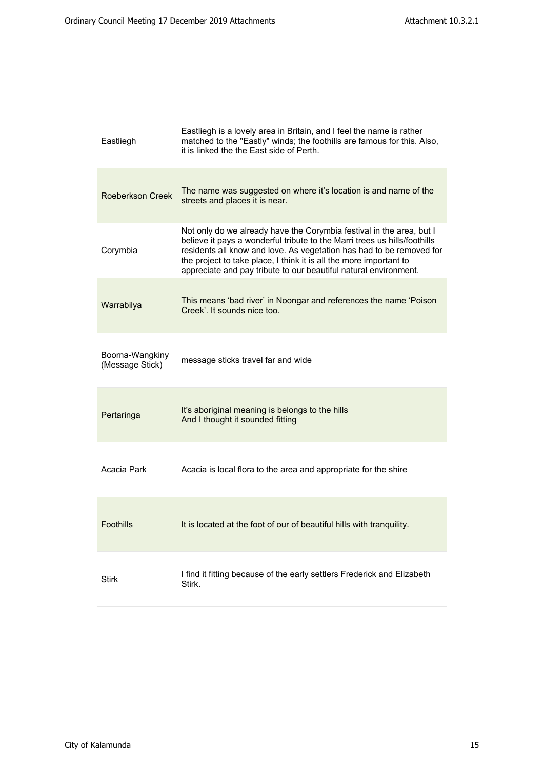| | |
|---|---|
| Eastliegh | Eastliegh is a lovely area in Britain, and I feel the name is rather matched to the "Eastly" winds; the foothills are famous for this. Also, it is linked the the East side of Perth. |
| Roeberkson Creek | The name was suggested on where it's location is and name of the streets and places it is near. |
| Corymbia | Not only do we already have the Corymbia festival in the area, but I believe it pays a wonderful tribute to the Marri trees us hills/foothills residents all know and love. As vegetation has had to be removed for the project to take place, I think it is all the more important to appreciate and pay tribute to our beautiful natural environment. |
| Warrabilya | This means 'bad river' in Noongar and references the name 'Poison Creek'. It sounds nice too. |
| Boorna-Wangkiny (Message Stick) | message sticks travel far and wide |
| Pertaringa | It's aboriginal meaning is belongs to the hills And I thought it sounded fitting |
| Acacia Park | Acacia is local flora to the area and appropriate for the shire |
| Foothills | It is located at the foot of our of beautiful hills with tranquility. |
| Stirk | I find it fitting because of the early settlers Frederick and Elizabeth Stirk. |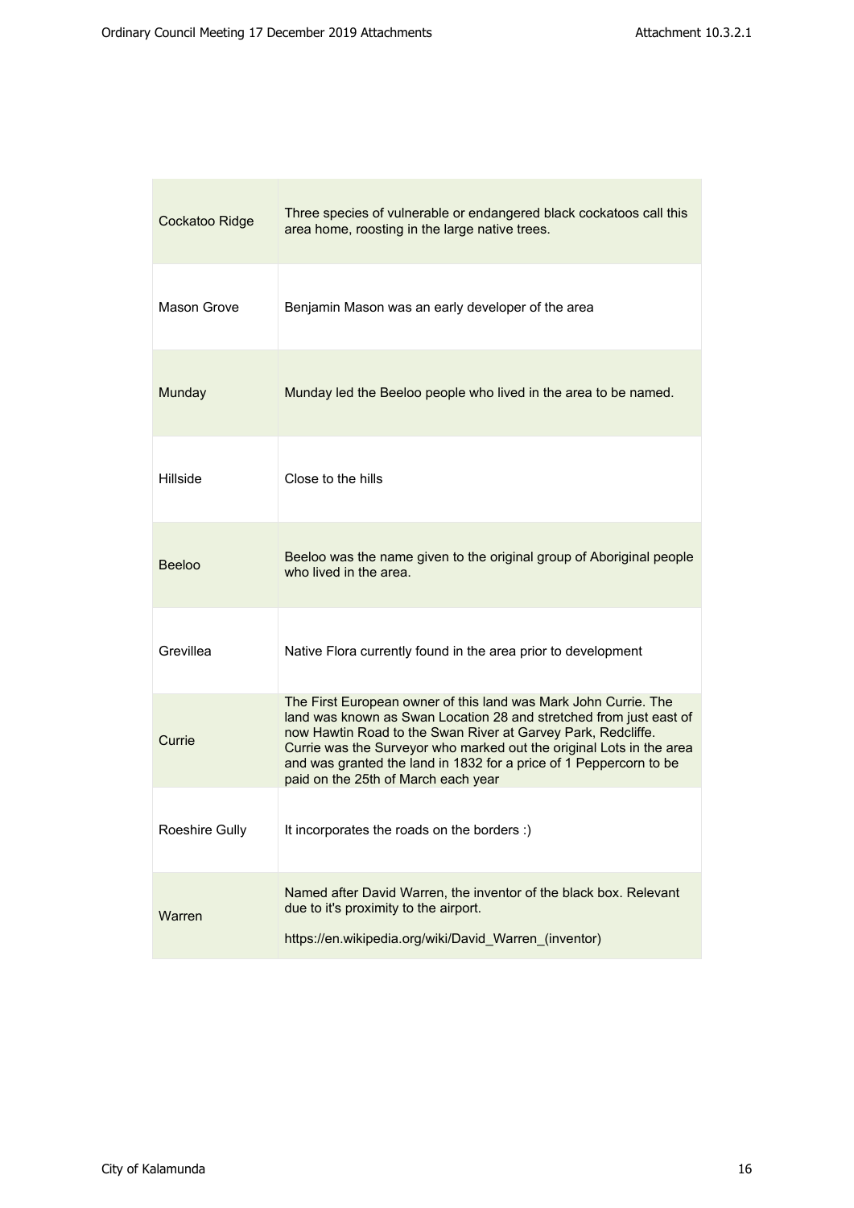| | |
|---|---|
| Cockatoo Ridge | Three species of vulnerable or endangered black cockatoos call this area home, roosting in the large native trees. |
| Mason Grove | Benjamin Mason was an early developer of the area |
| Munday | Munday led the Beeloo people who lived in the area to be named. |
| Hillside | Close to the hills |
| Beeloo | Beeloo was the name given to the original group of Aboriginal people who lived in the area. |
| Grevillea | Native Flora currently found in the area prior to development |
| Currie | The First European owner of this land was Mark John Currie. The land was known as Swan Location 28 and stretched from just east of now Hawtin Road to the Swan River at Garvey Park, Redcliffe. Currie was the Surveyor who marked out the original Lots in the area and was granted the land in 1832 for a price of 1 Peppercorn to be paid on the 25th of March each year |
| Roeshire Gully | It incorporates the roads on the borders :) |
| Warren | Named after David Warren, the inventor of the black box. Relevant due to it's proximity to the airport.<br><br>https://en.wikipedia.org/wiki/David_Warren_(inventor) |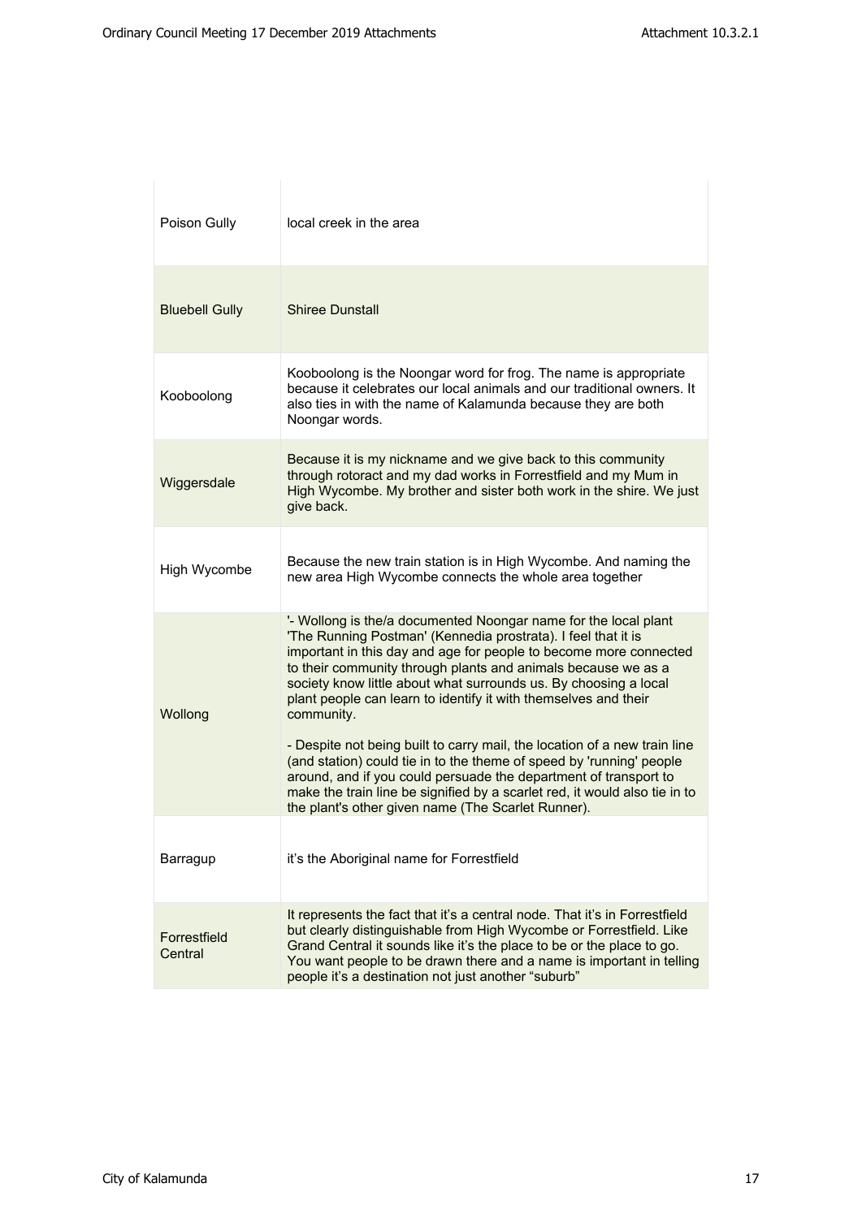| | |
|---|---|
| Poison Gully | local creek in the area |
| Bluebell Gully | Shiree Dunstall |
| Kooboolong | Kooboolong is the Noongar word for frog. The name is appropriate because it celebrates our local animals and our traditional owners. It also ties in with the name of Kalamunda because they are both Noongar words. |
| Wiggersdale | Because it is my nickname and we give back to this community through rotoract and my dad works in Forrestfield and my Mum in High Wycombe. My brother and sister both work in the shire. We just give back. |
| High Wycombe | Because the new train station is in High Wycombe. And naming the new area High Wycombe connects the whole area together |
| Wollong | '- Wollong is the/a documented Noongar name for the local plant 'The Running Postman' (Kennedia prostrata). I feel that it is important in this day and age for people to become more connected to their community through plants and animals because we as a society know little about what surrounds us. By choosing a local plant people can learn to identify it with themselves and their community.<br><br>- Despite not being built to carry mail, the location of a new train line (and station) could tie in to the theme of speed by 'running' people around, and if you could persuade the department of transport to make the train line be signified by a scarlet red, it would also tie in to the plant's other given name (The Scarlet Runner). |
| Barragup | it's the Aboriginal name for Forrestfield |
| Forrestfield Central | It represents the fact that it's a central node. That it's in Forrestfield but clearly distinguishable from High Wycombe or Forrestfield. Like Grand Central it sounds like it's the place to be or the place to go. You want people to be drawn there and a name is important in telling people it's a destination not just another "suburb" |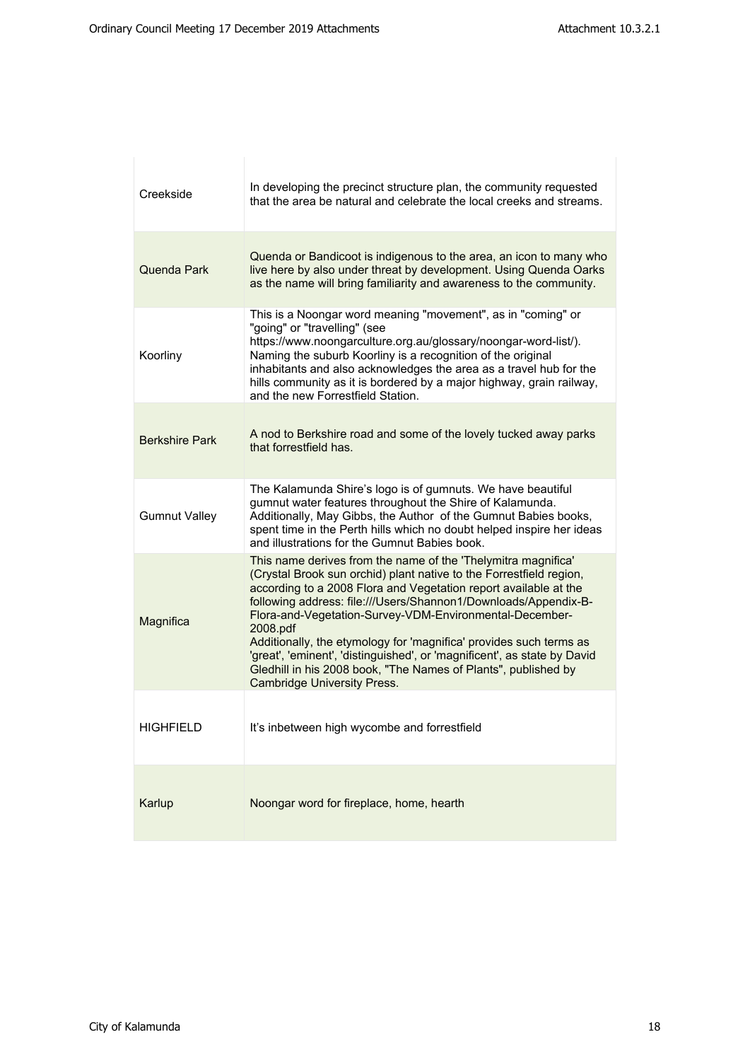| | |
|---|---|
| Creekside | In developing the precinct structure plan, the community requested that the area be natural and celebrate the local creeks and streams. |
| Quenda Park | Quenda or Bandicoot is indigenous to the area, an icon to many who live here by also under threat by development. Using Quenda Oarks as the name will bring familiarity and awareness to the community. |
| Koorliny | This is a Noongar word meaning "movement", as in "coming" or "going" or "travelling" (see https://www.noongarculture.org.au/glossary/noongar-word-list/). Naming the suburb Koorliny is a recognition of the original inhabitants and also acknowledges the area as a travel hub for the hills community as it is bordered by a major highway, grain railway, and the new Forrestfield Station. |
| Berkshire Park | A nod to Berkshire road and some of the lovely tucked away parks that forrestfield has. |
| Gumnut Valley | The Kalamunda Shire's logo is of gumnuts. We have beautiful gumnut water features throughout the Shire of Kalamunda. Additionally, May Gibbs, the Author of the Gumnut Babies books, spent time in the Perth hills which no doubt helped inspire her ideas and illustrations for the Gumnut Babies book. |
| Magnifica | This name derives from the name of the 'Thelymitra magnifica' (Crystal Brook sun orchid) plant native to the Forrestfield region, according to a 2008 Flora and Vegetation report available at the following address: file:///Users/Shannon1/Downloads/Appendix-B-Flora-and-Vegetation-Survey-VDM-Environmental-December-2008.pdf Additionally, the etymology for 'magnifica' provides such terms as 'great', 'eminent', 'distinguished', or 'magnificent', as state by David Gledhill in his 2008 book, "The Names of Plants", published by Cambridge University Press. |
| HIGHFIELD | It's inbetween high wycombe and forrestfield |
| Karlup | Noongar word for fireplace, home, hearth |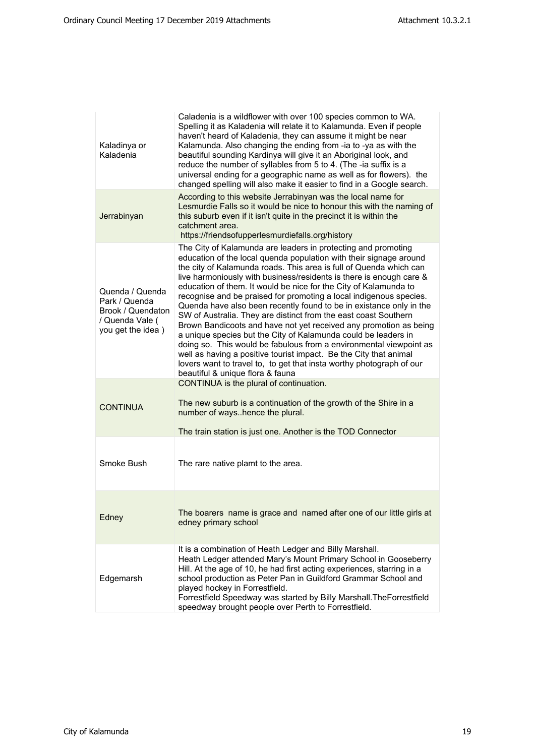| | |
|---|---|
| Kaladinya or Kaladenia | Caladenia is a wildflower with over 100 species common to WA. Spelling it as Kaladenia will relate it to Kalamunda. Even if people haven't heard of Kaladenia, they can assume it might be near Kalamunda. Also changing the ending from -ia to -ya as with the beautiful sounding Kardinya will give it an Aboriginal look, and reduce the number of syllables from 5 to 4. (The -ia suffix is a universal ending for a geographic name as well as for flowers). the changed spelling will also make it easier to find in a Google search. |
| Jerrabinyan | According to this website Jerrabinyan was the local name for Lesmurdie Falls so it would be nice to honour this with the naming of this suburb even if it isn't quite in the precinct it is within the catchment area. https://friendsofupperlesmurdiefalls.org/history |
| Quenda / Quenda Park / Quenda Brook / Quendaton / Quenda Vale ( you get the idea ) | The City of Kalamunda are leaders in protecting and promoting education of the local quenda population with their signage around the city of Kalamunda roads. This area is full of Quenda which can live harmoniously with business/residents is there is enough care & education of them. It would be nice for the City of Kalamunda to recognise and be praised for promoting a local indigenous species. Quenda have also been recently found to be in existance only in the SW of Australia. They are distinct from the east coast Southern Brown Bandicoots and have not yet received any promotion as being a unique species but the City of Kalamunda could be leaders in doing so. This would be fabulous from a environmental viewpoint as well as having a positive tourist impact. Be the City that animal lovers want to travel to, to get that insta worthy photograph of our beautiful & unique flora & fauna |
| CONTINUA | CONTINUA is the plural of continuation.<br><br>The new suburb is a continuation of the growth of the Shire in a number of ways..hence the plural.<br><br>The train station is just one. Another is the TOD Connector |
| Smoke Bush | The rare native plamt to the area. |
| Edney | The boarers name is grace and named after one of our little girls at edney primary school |
| Edgemarsh | It is a combination of Heath Ledger and Billy Marshall.<br>Heath Ledger attended Mary's Mount Primary School in Gooseberry Hill. At the age of 10, he had first acting experiences, starring in a school production as Peter Pan in Guildford Grammar School and played hockey in Forrestfield.<br>Forrestfield Speedway was started by Billy Marshall.TheForrestfield speedway brought people over Perth to Forrestfield. |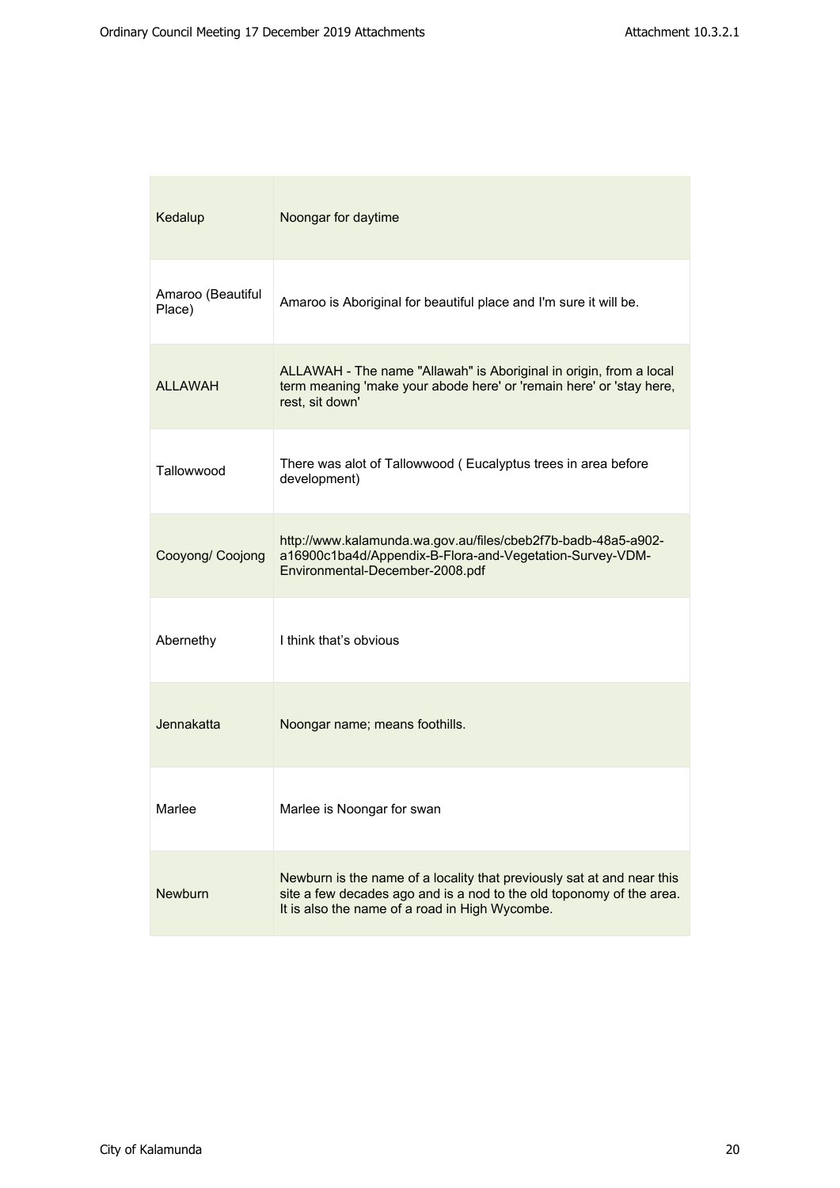| Kedalup | Noongar for daytime |
|---|---|
| Amaroo (Beautiful Place) | Amaroo is Aboriginal for beautiful place and I'm sure it will be. |
| ALLAWAH | ALLAWAH - The name "Allawah" is Aboriginal in origin, from a local term meaning 'make your abode here' or 'remain here' or 'stay here, rest, sit down' |
| Tallowwood | There was alot of Tallowwood ( Eucalyptus trees in area before development) |
| Cooyong/ Coojong | http://www.kalamunda.wa.gov.au/files/cbeb2f7b-badb-48a5-a902-a16900c1ba4d/Appendix-B-Flora-and-Vegetation-Survey-VDM-Environmental-December-2008.pdf |
| Abernethy | I think that's obvious |
| Jennakatta | Noongar name; means foothills. |
| Marlee | Marlee is Noongar for swan |
| Newburn | Newburn is the name of a locality that previously sat at and near this site a few decades ago and is a nod to the old toponomy of the area. It is also the name of a road in High Wycombe. |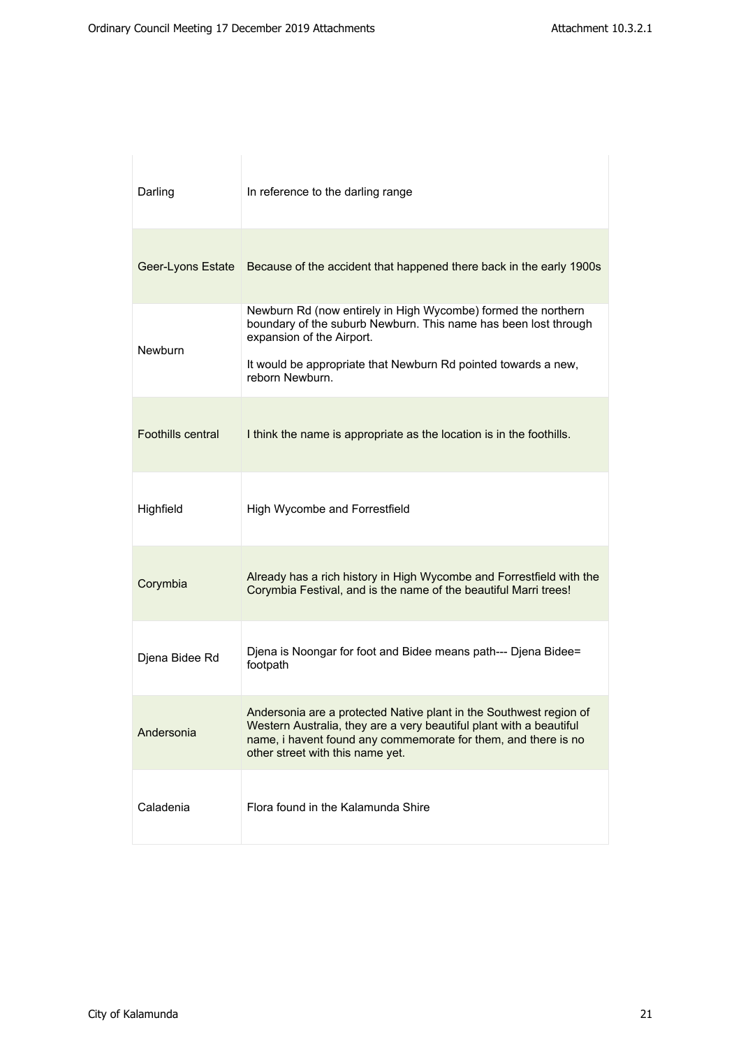| Darling | In reference to the darling range |
|---|---|
| Geer-Lyons Estate | Because of the accident that happened there back in the early 1900s |
| Newburn | Newburn Rd (now entirely in High Wycombe) formed the northern boundary of the suburb Newburn. This name has been lost through expansion of the Airport.<br><br>It would be appropriate that Newburn Rd pointed towards a new, reborn Newburn. |
| Foothills central | I think the name is appropriate as the location is in the foothills. |
| Highfield | High Wycombe and Forrestfield |
| Corymbia | Already has a rich history in High Wycombe and Forrestfield with the Corymbia Festival, and is the name of the beautiful Marri trees! |
| Djena Bidee Rd | Djena is Noongar for foot and Bidee means path--- Djena Bidee= footpath |
| Andersonia | Andersonia are a protected Native plant in the Southwest region of Western Australia, they are a very beautiful plant with a beautiful name, i havent found any commemorate for them, and there is no other street with this name yet. |
| Caladenia | Flora found in the Kalamunda Shire |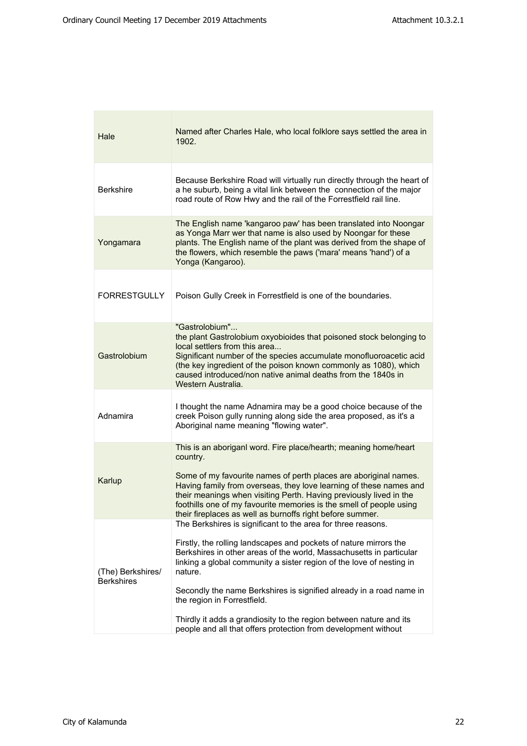| | |
|---|---|
| Hale | Named after Charles Hale, who local folklore says settled the area in 1902. |
| Berkshire | Because Berkshire Road will virtually run directly through the heart of a he suburb, being a vital link between the connection of the major road route of Row Hwy and the rail of the Forrestfield rail line. |
| Yongamara | The English name 'kangaroo paw' has been translated into Noongar as Yonga Marr wer that name is also used by Noongar for these plants. The English name of the plant was derived from the shape of the flowers, which resemble the paws ('mara' means 'hand') of a Yonga (Kangaroo). |
| FORRESTGULLY | Poison Gully Creek in Forrestfield is one of the boundaries. |
| Gastrolobium | "Gastrolobium"...<br>the plant Gastrolobium oxyobioides that poisoned stock belonging to local settlers from this area...<br>Significant number of the species accumulate monofluoroacetic acid (the key ingredient of the poison known commonly as 1080), which caused introduced/non native animal deaths from the 1840s in Western Australia. |
| Adnamira | I thought the name Adnamira may be a good choice because of the creek Poison gully running along side the area proposed, as it's a Aboriginal name meaning "flowing water". |
| Karlup | This is an aboriganl word. Fire place/hearth; meaning home/heart country.<br><br>Some of my favourite names of perth places are aboriginal names. Having family from overseas, they love learning of these names and their meanings when visiting Perth. Having previously lived in the foothills one of my favourite memories is the smell of people using their fireplaces as well as burnoffs right before summer. |
| (The) Berkshires/ Berkshires | The Berkshires is significant to the area for three reasons.<br><br>Firstly, the rolling landscapes and pockets of nature mirrors the Berkshires in other areas of the world, Massachusetts in particular linking a global community a sister region of the love of nesting in nature.<br><br>Secondly the name Berkshires is signified already in a road name in the region in Forrestfield.<br><br>Thirdly it adds a grandiosity to the region between nature and its people and all that offers protection from development without |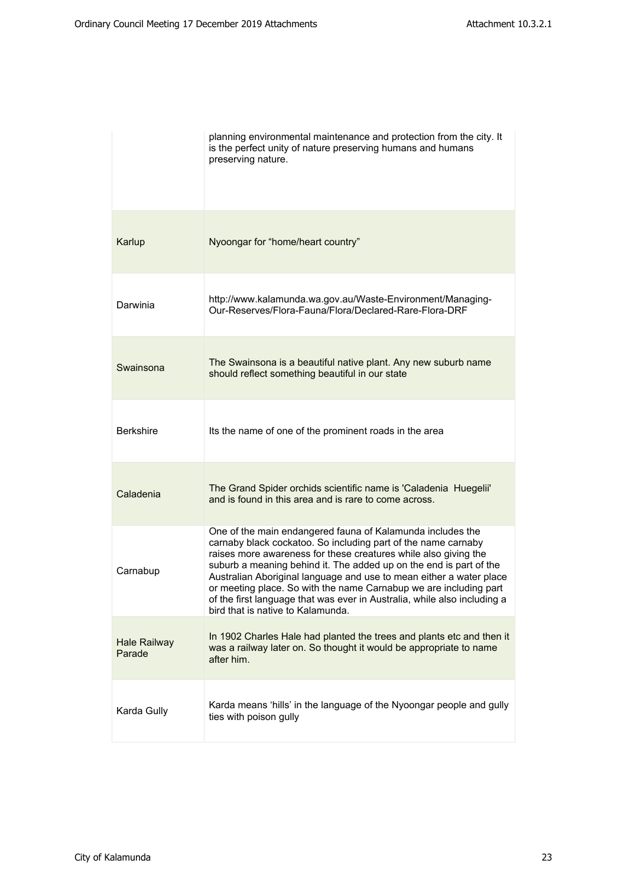| | |
|---|---|
| | planning environmental maintenance and protection from the city. It is the perfect unity of nature preserving humans and humans preserving nature. |
| Karlup | Nyoongar for "home/heart country" |
| Darwinia | http://www.kalamunda.wa.gov.au/Waste-Environment/Managing-Our-Reserves/Flora-Fauna/Flora/Declared-Rare-Flora-DRF |
| Swainsona | The Swainsona is a beautiful native plant. Any new suburb name should reflect something beautiful in our state |
| Berkshire | Its the name of one of the prominent roads in the area |
| Caladenia | The Grand Spider orchids scientific name is 'Caladenia Huegelii' and is found in this area and is rare to come across. |
| Carnabup | One of the main endangered fauna of Kalamunda includes the carnaby black cockatoo. So including part of the name carnaby raises more awareness for these creatures while also giving the suburb a meaning behind it. The added up on the end is part of the Australian Aboriginal language and use to mean either a water place or meeting place. So with the name Carnabup we are including part of the first language that was ever in Australia, while also including a bird that is native to Kalamunda. |
| Hale Railway Parade | In 1902 Charles Hale had planted the trees and plants etc and then it was a railway later on. So thought it would be appropriate to name after him. |
| Karda Gully | Karda means 'hills' in the language of the Nyoongar people and gully ties with poison gully |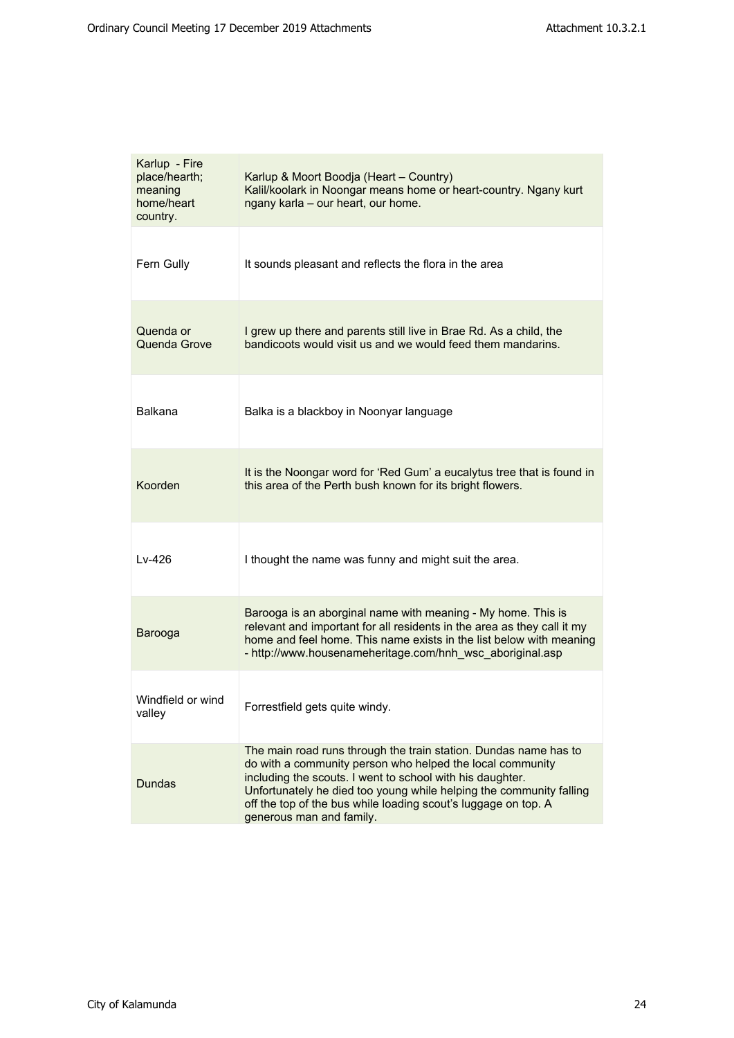| Karlup - Fire place/hearth; meaning home/heart country. | Karlup & Moort Boodja (Heart – Country)<br>Kalil/koolark in Noongar means home or heart-country. Ngany kurt ngany karla – our heart, our home. |
|---|---|
| Fern Gully | It sounds pleasant and reflects the flora in the area |
| Quenda or Quenda Grove | I grew up there and parents still live in Brae Rd. As a child, the bandicoots would visit us and we would feed them mandarins. |
| Balkana | Balka is a blackboy in Noonyar language |
| Koorden | It is the Noongar word for 'Red Gum' a eucalytus tree that is found in this area of the Perth bush known for its bright flowers. |
| Lv-426 | I thought the name was funny and might suit the area. |
| Barooga | Barooga is an aborginal name with meaning - My home. This is relevant and important for all residents in the area as they call it my home and feel home. This name exists in the list below with meaning - http://www.housenameheritage.com/hnh_wsc_aboriginal.asp |
| Windfield or wind valley | Forrestfield gets quite windy. |
| Dundas | The main road runs through the train station. Dundas name has to do with a community person who helped the local community including the scouts. I went to school with his daughter. Unfortunately he died too young while helping the community falling off the top of the bus while loading scout's luggage on top. A generous man and family. |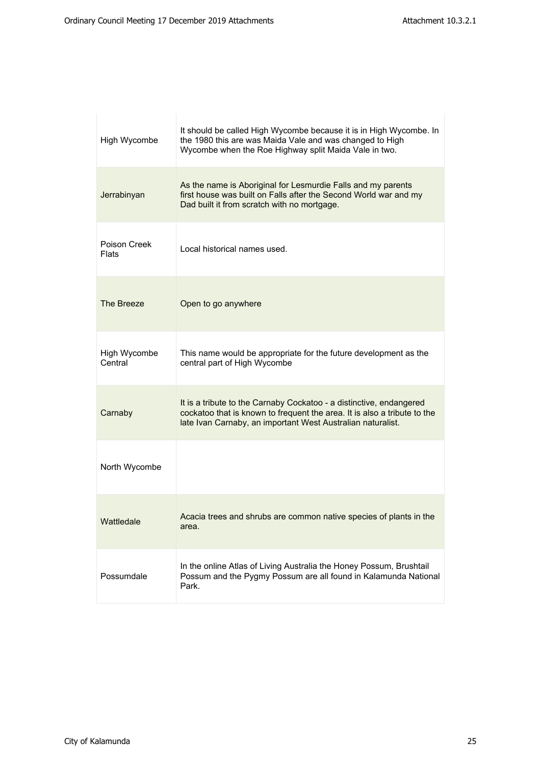| | |
|---|---|
| High Wycombe | It should be called High Wycombe because it is in High Wycombe. In the 1980 this are was Maida Vale and was changed to High Wycombe when the Roe Highway split Maida Vale in two. |
| Jerrabinyan | As the name is Aboriginal for Lesmurdie Falls and my parents first house was built on Falls after the Second World war and my Dad built it from scratch with no mortgage. |
| Poison Creek Flats | Local historical names used. |
| The Breeze | Open to go anywhere |
| High Wycombe Central | This name would be appropriate for the future development as the central part of High Wycombe |
| Carnaby | It is a tribute to the Carnaby Cockatoo - a distinctive, endangered cockatoo that is known to frequent the area. It is also a tribute to the late Ivan Carnaby, an important West Australian naturalist. |
| North Wycombe | |
| Wattledale | Acacia trees and shrubs are common native species of plants in the area. |
| Possumdale | In the online Atlas of Living Australia the Honey Possum, Brushtail Possum and the Pygmy Possum are all found in Kalamunda National Park. |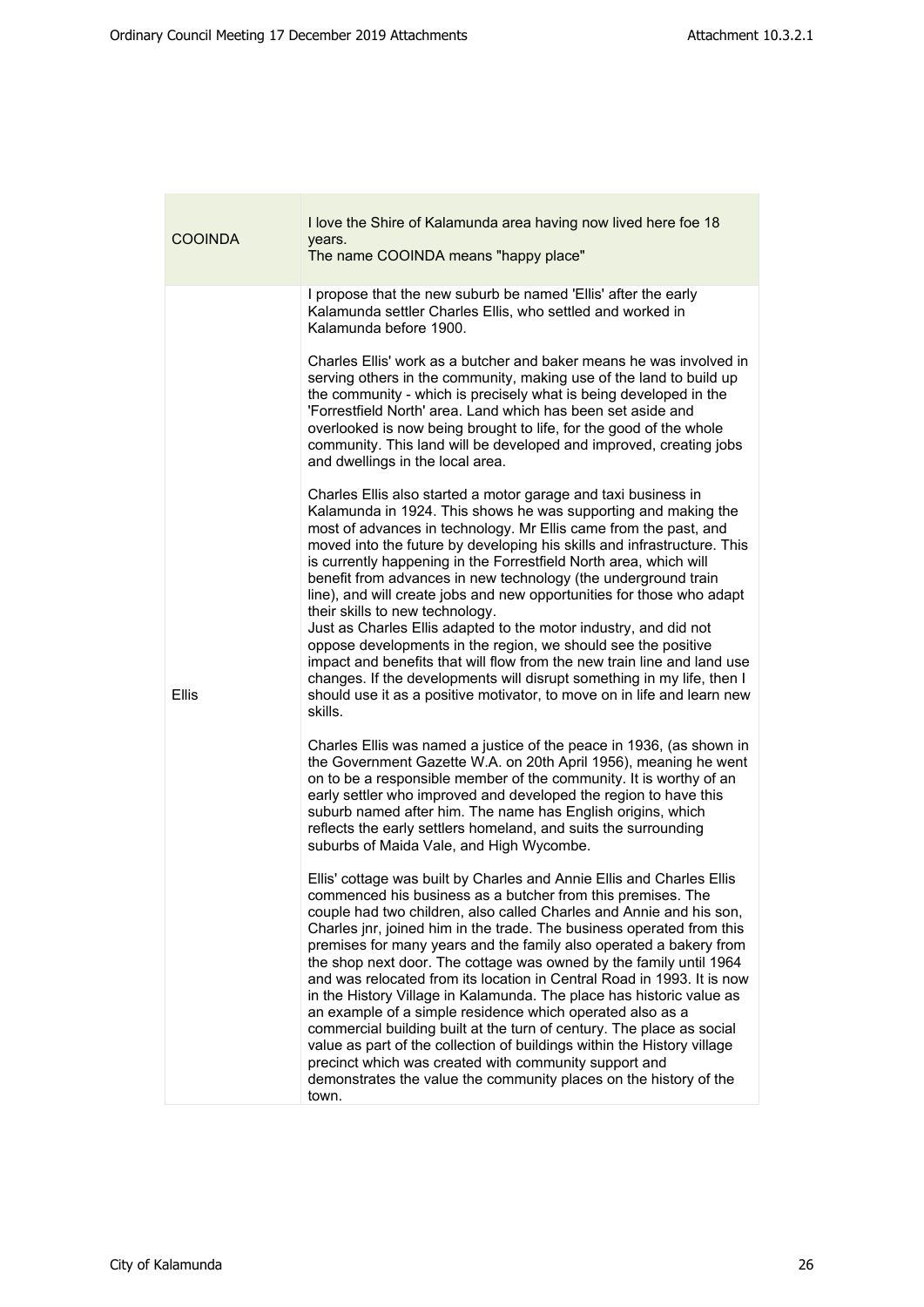| | |
|---|---|
| COOINDA | I love the Shire of Kalamunda area having now lived here foe 18 years.<br>The name COOINDA means "happy place" |
| Ellis | I propose that the new suburb be named 'Ellis' after the early Kalamunda settler Charles Ellis, who settled and worked in Kalamunda before 1900.<br><br>Charles Ellis' work as a butcher and baker means he was involved in serving others in the community, making use of the land to build up the community - which is precisely what is being developed in the 'Forrestfield North' area. Land which has been set aside and overlooked is now being brought to life, for the good of the whole community. This land will be developed and improved, creating jobs and dwellings in the local area.<br><br>Charles Ellis also started a motor garage and taxi business in Kalamunda in 1924. This shows he was supporting and making the most of advances in technology. Mr Ellis came from the past, and moved into the future by developing his skills and infrastructure. This is currently happening in the Forrestfield North area, which will benefit from advances in new technology (the underground train line), and will create jobs and new opportunities for those who adapt their skills to new technology.<br>Just as Charles Ellis adapted to the motor industry, and did not oppose developments in the region, we should see the positive impact and benefits that will flow from the new train line and land use changes. If the developments will disrupt something in my life, then I should use it as a positive motivator, to move on in life and learn new skills.<br><br>Charles Ellis was named a justice of the peace in 1936, (as shown in the Government Gazette W.A. on 20th April 1956), meaning he went on to be a responsible member of the community. It is worthy of an early settler who improved and developed the region to have this suburb named after him. The name has English origins, which reflects the early settlers homeland, and suits the surrounding suburbs of Maida Vale, and High Wycombe.<br><br>Ellis' cottage was built by Charles and Annie Ellis and Charles Ellis commenced his business as a butcher from this premises. The couple had two children, also called Charles and Annie and his son, Charles jnr, joined him in the trade. The business operated from this premises for many years and the family also operated a bakery from the shop next door. The cottage was owned by the family until 1964 and was relocated from its location in Central Road in 1993. It is now in the History Village in Kalamunda. The place has historic value as an example of a simple residence which operated also as a commercial building built at the turn of century. The place as social value as part of the collection of buildings within the History village precinct which was created with community support and demonstrates the value the community places on the history of the town. |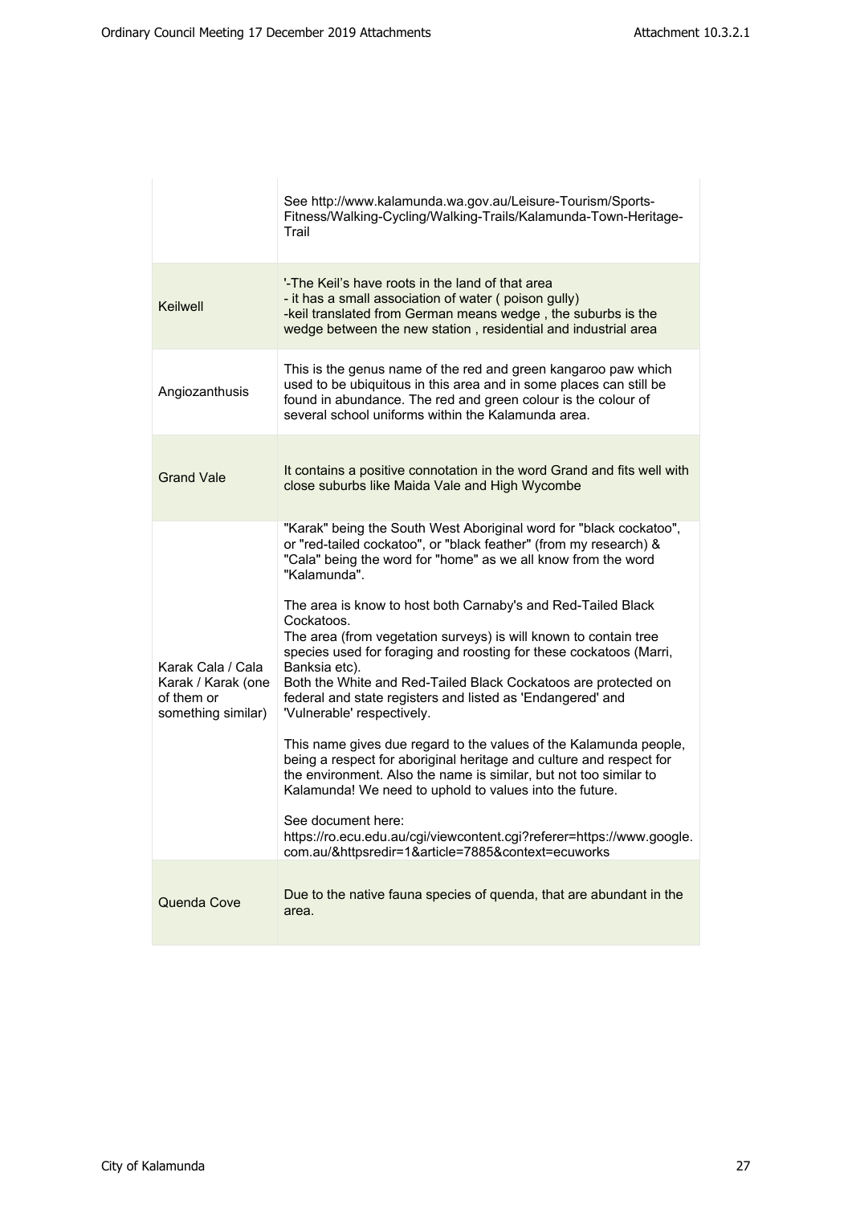| | |
|---|---|
| | See http://www.kalamunda.wa.gov.au/Leisure-Tourism/Sports-Fitness/Walking-Cycling/Walking-Trails/Kalamunda-Town-Heritage-Trail |
| Keilwell | '-The Keil's have roots in the land of that area<br>- it has a small association of water ( poison gully)<br>-keil translated from German means wedge , the suburbs is the wedge between the new station , residential and industrial area |
| Angiozanthusis | This is the genus name of the red and green kangaroo paw which used to be ubiquitous in this area and in some places can still be found in abundance. The red and green colour is the colour of several school uniforms within the Kalamunda area. |
| Grand Vale | It contains a positive connotation in the word Grand and fits well with close suburbs like Maida Vale and High Wycombe |
| Karak Cala / Cala Karak / Karak (one of them or something similar) | "Karak" being the South West Aboriginal word for "black cockatoo", or "red-tailed cockatoo", or "black feather" (from my research) & "Cala" being the word for "home" as we all know from the word "Kalamunda".<br><br>The area is know to host both Carnaby's and Red-Tailed Black Cockatoos.<br>The area (from vegetation surveys) is will known to contain tree species used for foraging and roosting for these cockatoos (Marri, Banksia etc).<br>Both the White and Red-Tailed Black Cockatoos are protected on federal and state registers and listed as 'Endangered' and 'Vulnerable' respectively.<br><br>This name gives due regard to the values of the Kalamunda people, being a respect for aboriginal heritage and culture and respect for the environment. Also the name is similar, but not too similar to Kalamunda! We need to uphold to values into the future.<br><br>See document here:<br>https://ro.ecu.edu.au/cgi/viewcontent.cgi?referer=https://www.google.com.au/&httpsredir=1&article=7885&context=ecuworks |
| Quenda Cove | Due to the native fauna species of quenda, that are abundant in the area. |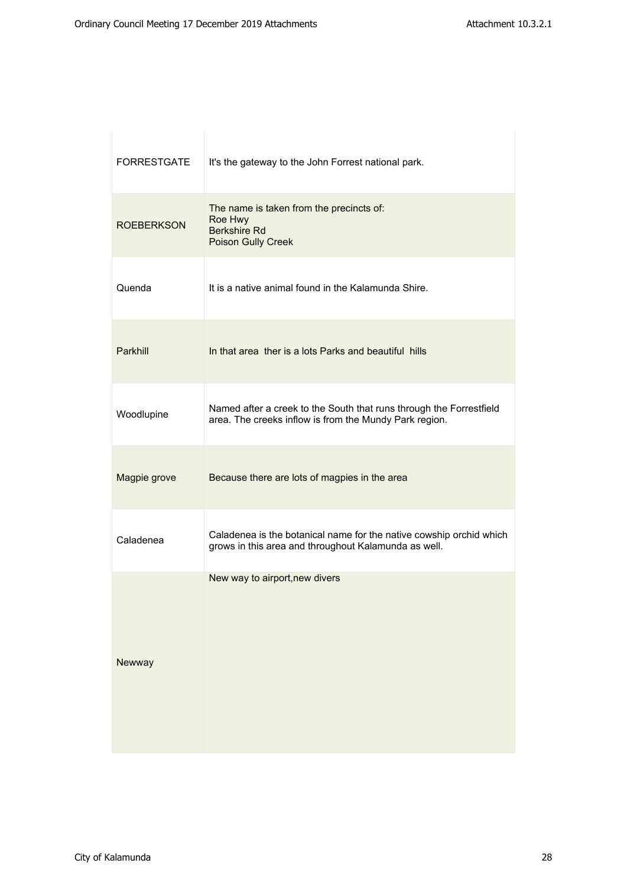| | |
|---|---|
| FORRESTGATE | It's the gateway to the John Forrest national park. |
| ROEBERKSON | The name is taken from the precincts of:<br>Roe Hwy<br>Berkshire Rd<br>Poison Gully Creek |
| Quenda | It is a native animal found in the Kalamunda Shire. |
| Parkhill | In that area ther is a lots Parks and beautiful hills |
| Woodlupine | Named after a creek to the South that runs through the Forrestfield area. The creeks inflow is from the Mundy Park region. |
| Magpie grove | Because there are lots of magpies in the area |
| Caladenea | Caladenea is the botanical name for the native cowship orchid which grows in this area and throughout Kalamunda as well. |
| Newway | New way to airport,new divers |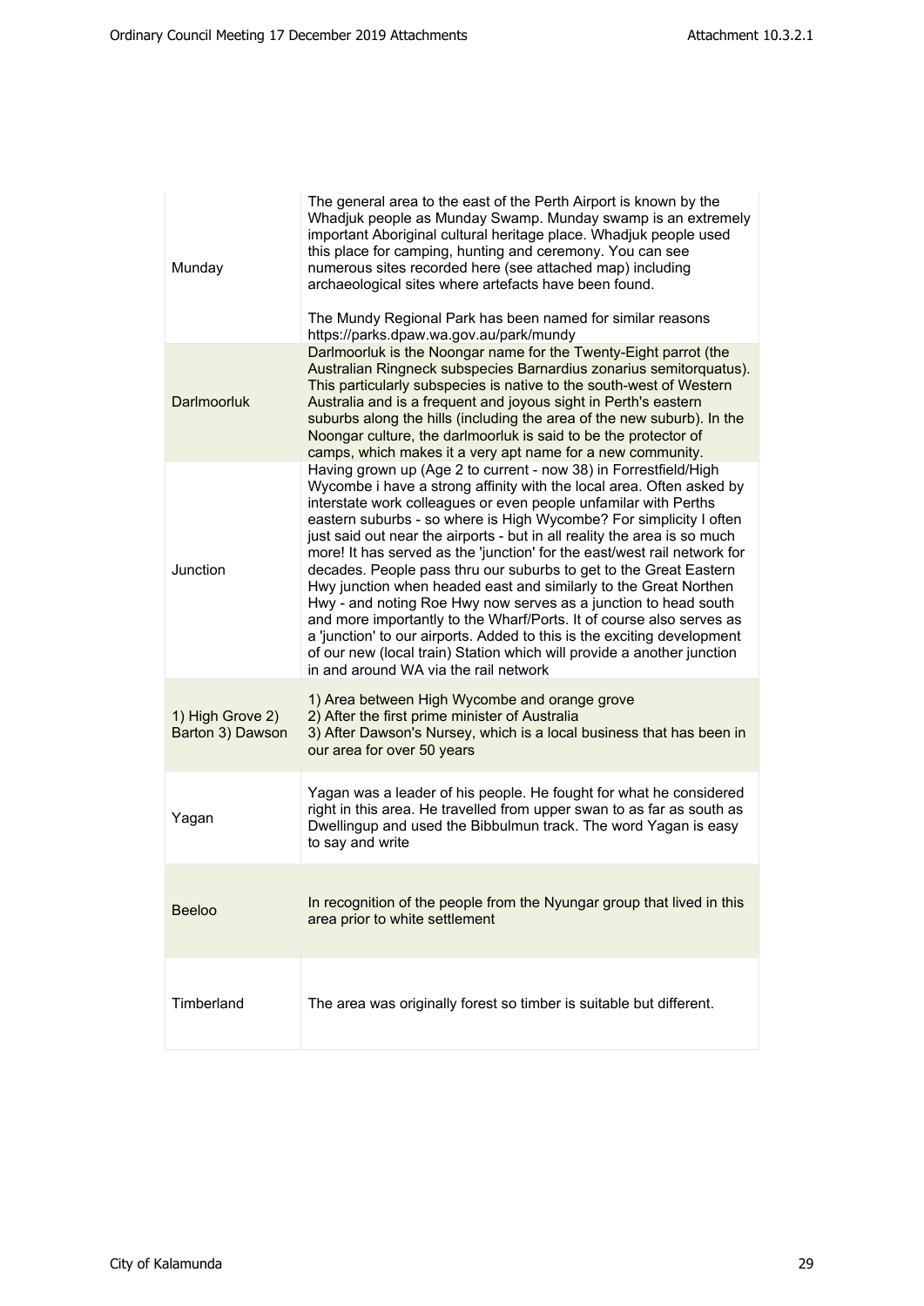| | |
|---|---|
| Munday | The general area to the east of the Perth Airport is known by the Whadjuk people as Munday Swamp. Munday swamp is an extremely important Aboriginal cultural heritage place. Whadjuk people used this place for camping, hunting and ceremony. You can see numerous sites recorded here (see attached map) including archaeological sites where artefacts have been found.<br><br>The Mundy Regional Park has been named for similar reasons https://parks.dpaw.wa.gov.au/park/mundy |
| Darlmoorluk | Darlmoorluk is the Noongar name for the Twenty-Eight parrot (the Australian Ringneck subspecies Barnardius zonarius semitorquatus). This particularly subspecies is native to the south-west of Western Australia and is a frequent and joyous sight in Perth's eastern suburbs along the hills (including the area of the new suburb). In the Noongar culture, the darlmoorluk is said to be the protector of camps, which makes it a very apt name for a new community. |
| Junction | Having grown up (Age 2 to current - now 38) in Forrestfield/High Wycombe i have a strong affinity with the local area. Often asked by interstate work colleagues or even people unfamilar with Perths eastern suburbs - so where is High Wycombe? For simplicity I often just said out near the airports - but in all reality the area is so much more! It has served as the 'junction' for the east/west rail network for decades. People pass thru our suburbs to get to the Great Eastern Hwy junction when headed east and similarly to the Great Northen Hwy - and noting Roe Hwy now serves as a junction to head south and more importantly to the Wharf/Ports. It of course also serves as a 'junction' to our airports. Added to this is the exciting development of our new (local train) Station which will provide a another junction in and around WA via the rail network |
| 1) High Grove 2) Barton 3) Dawson | 1) Area between High Wycombe and orange grove<br>2) After the first prime minister of Australia<br>3) After Dawson's Nursey, which is a local business that has been in our area for over 50 years |
| Yagan | Yagan was a leader of his people. He fought for what he considered right in this area. He travelled from upper swan to as far as south as Dwellingup and used the Bibbulmun track. The word Yagan is easy to say and write |
| Beeloo | In recognition of the people from the Nyungar group that lived in this area prior to white settlement |
| Timberland | The area was originally forest so timber is suitable but different. |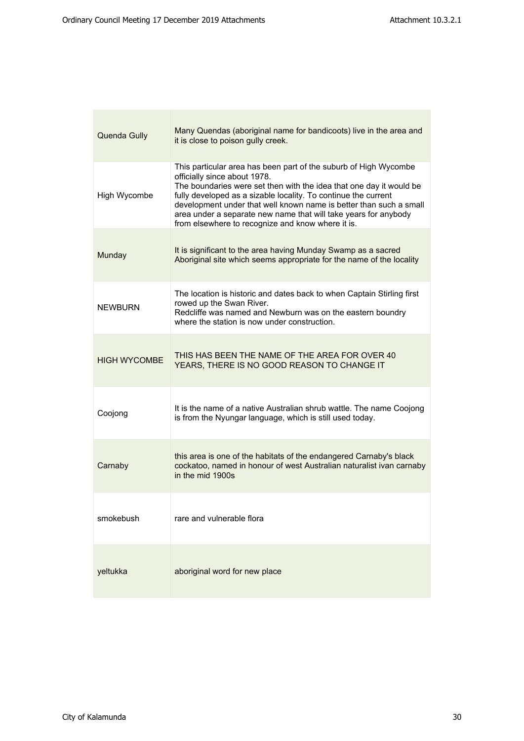| | |
|---|---|
| Quenda Gully | Many Quendas (aboriginal name for bandicoots) live in the area and it is close to poison gully creek. |
| High Wycombe | This particular area has been part of the suburb of High Wycombe officially since about 1978. The boundaries were set then with the idea that one day it would be fully developed as a sizable locality. To continue the current development under that well known name is better than such a small area under a separate new name that will take years for anybody from elsewhere to recognize and know where it is. |
| Munday | It is significant to the area having Munday Swamp as a sacred Aboriginal site which seems appropriate for the name of the locality |
| NEWBURN | The location is historic and dates back to when Captain Stirling first rowed up the Swan River. Redcliffe was named and Newburn was on the eastern boundry where the station is now under construction. |
| HIGH WYCOMBE | THIS HAS BEEN THE NAME OF THE AREA FOR OVER 40 YEARS, THERE IS NO GOOD REASON TO CHANGE IT |
| Coojong | It is the name of a native Australian shrub wattle. The name Coojong is from the Nyungar language, which is still used today. |
| Carnaby | this area is one of the habitats of the endangered Carnaby's black cockatoo, named in honour of west Australian naturalist ivan carnaby in the mid 1900s |
| smokebush | rare and vulnerable flora |
| yeltukka | aboriginal word for new place |